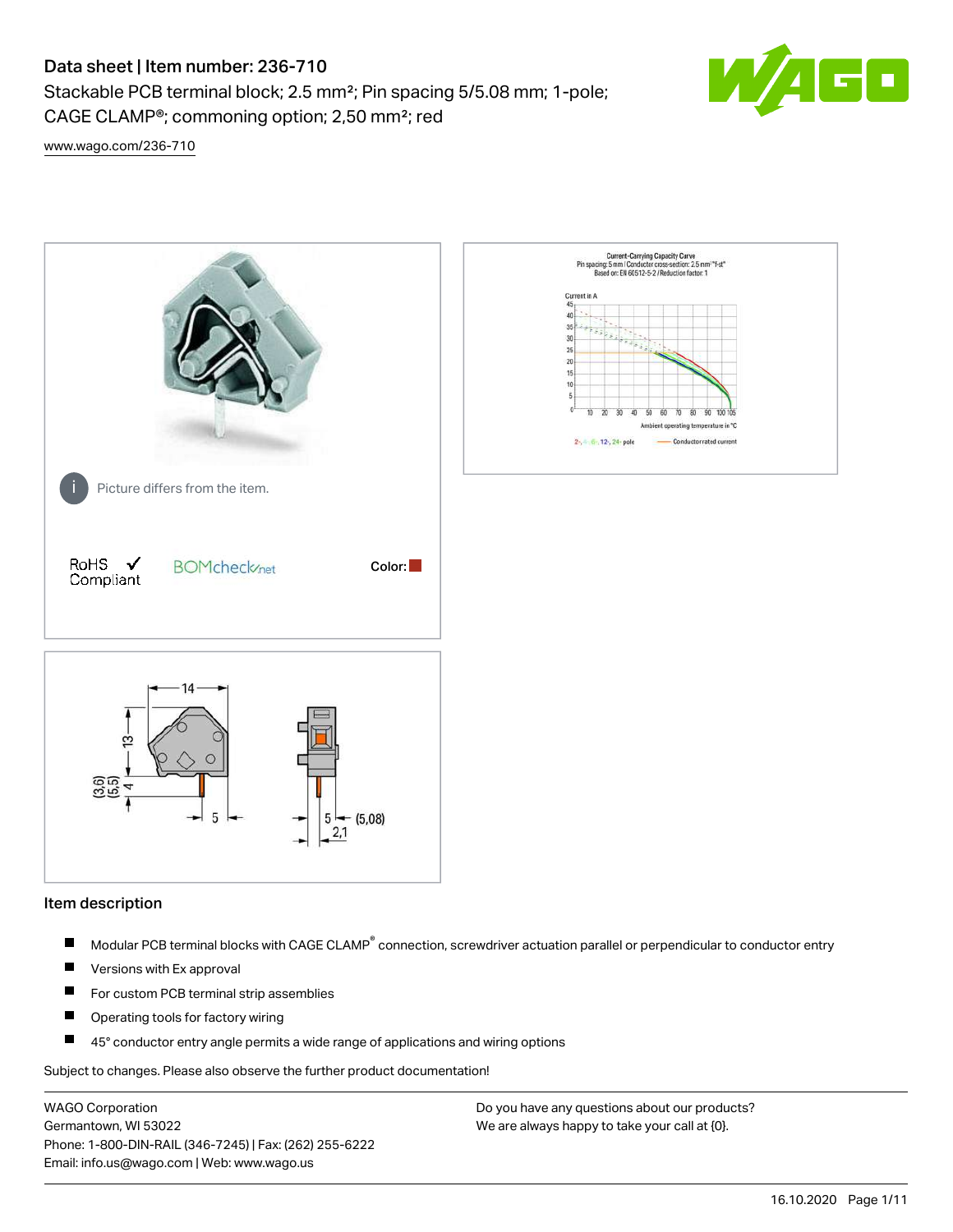# Data sheet | Item number: 236-710

Stackable PCB terminal block; 2.5 mm²; Pin spacing 5/5.08 mm; 1-pole; CAGE CLAMP®; commoning option; 2,50 mm²; red

www.wago.com/236-710

Picture differs from the item.

RoHS Compliant

Color:

## Item description

- Modular PCB terminal blocks with CAGE CLAMP® connection, screwdriver actuation parallel or perpendicular to conductor entry
- Versions with Ex approval
- For custom PCB terminal strip assemblies
- Operating tools for factory wiring
- 45° conductor entry angle permits a wide range of applications and wiring options

Subject to changes. Please also observe the further product documentation!

WAGO Corporation
Germantown, WI 53022
Phone: 1-800-DIN-RAIL (346-7245) | Fax: (262) 255-6222
Email: info.us@wago.com | Web: www.wago.us

Do you have any questions about our products?
We are always happy to take your call at {0}.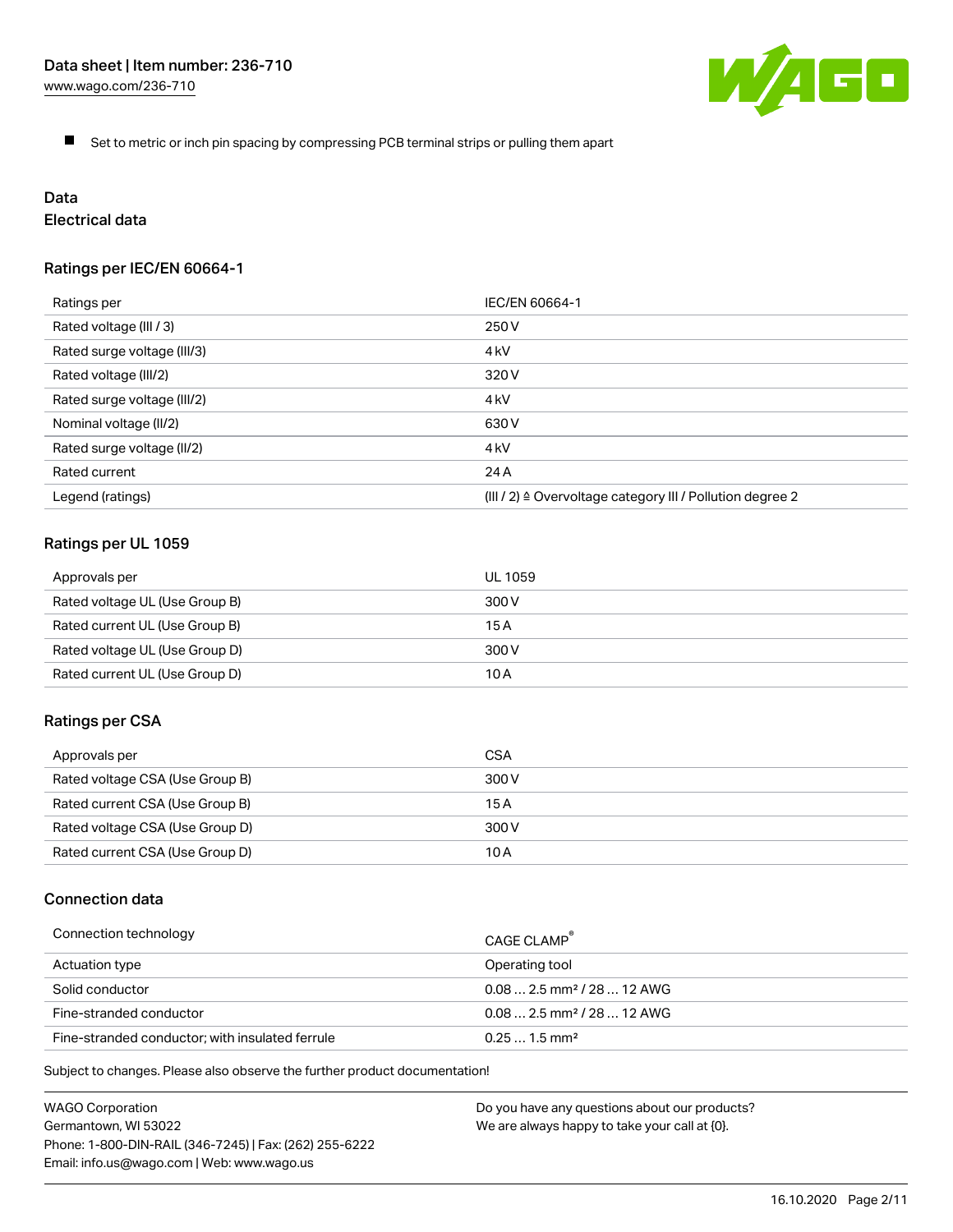- Set to metric or inch pin spacing by compressing PCB terminal strips or pulling them apart

## Data

### Electrical data

#### Ratings per IEC/EN 60664-1

| Ratings per | IEC/EN 60664-1 |
| --- | --- |
| Rated voltage (III / 3) | 250 V |
| Rated surge voltage (III/3) | 4 kV |
| Rated voltage (III/2) | 320 V |
| Rated surge voltage (III/2) | 4 kV |
| Nominal voltage (II/2) | 630 V |
| Rated surge voltage (II/2) | 4 kV |
| Rated current | 24 A |
| Legend (ratings) | (III / 2) ≙ Overvoltage category III / Pollution degree 2 |

#### Ratings per UL 1059

| Approvals per | UL 1059 |
| --- | --- |
| Rated voltage UL (Use Group B) | 300 V |
| Rated current UL (Use Group B) | 15 A |
| Rated voltage UL (Use Group D) | 300 V |
| Rated current UL (Use Group D) | 10 A |

#### Ratings per CSA

| Approvals per | CSA |
| --- | --- |
| Rated voltage CSA (Use Group B) | 300 V |
| Rated current CSA (Use Group B) | 15 A |
| Rated voltage CSA (Use Group D) | 300 V |
| Rated current CSA (Use Group D) | 10 A |

### Connection data

| Connection technology | CAGE CLAMP® |
| --- | --- |
| Actuation type | Operating tool |
| Solid conductor | 0.08 … 2.5 mm² / 28 … 12 AWG |
| Fine-stranded conductor | 0.08 … 2.5 mm² / 28 … 12 AWG |
| Fine-stranded conductor; with insulated ferrule | 0.25 … 1.5 mm² |

Subject to changes. Please also observe the further product documentation!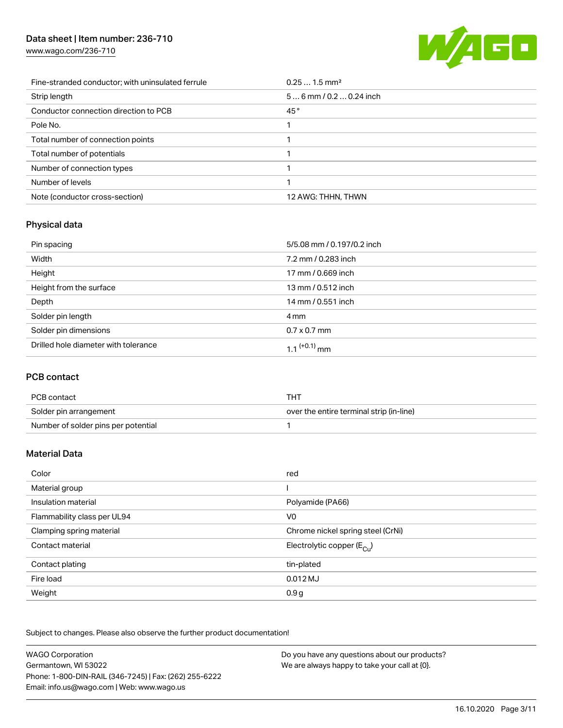| | |
|---|---|
| Fine-stranded conductor; with uninsulated ferrule | 0.25 … 1.5 mm² |
| Strip length | 5 … 6 mm / 0.2 … 0.24 inch |
| Conductor connection direction to PCB | 45 ° |
| Pole No. | 1 |
| Total number of connection points | 1 |
| Total number of potentials | 1 |
| Number of connection types | 1 |
| Number of levels | 1 |
| Note (conductor cross-section) | 12 AWG: THHN, THWN |

## Physical data

| | |
|---|---|
| Pin spacing | 5/5.08 mm / 0.197/0.2 inch |
| Width | 7.2 mm / 0.283 inch |
| Height | 17 mm / 0.669 inch |
| Height from the surface | 13 mm / 0.512 inch |
| Depth | 14 mm / 0.551 inch |
| Solder pin length | 4 mm |
| Solder pin dimensions | 0.7 x 0.7 mm |
| Drilled hole diameter with tolerance | $1.1^{(+0.1)}$ mm |

## PCB contact

| | |
|---|---|
| PCB contact | THT |
| Solder pin arrangement | over the entire terminal strip (in-line) |
| Number of solder pins per potential | 1 |

## Material Data

| | |
|---|---|
| Color | red |
| Material group | I |
| Insulation material | Polyamide (PA66) |
| Flammability class per UL94 | V0 |
| Clamping spring material | Chrome nickel spring steel (CrNi) |
| Contact material | Electrolytic copper ($E_{Cu}$) |
| Contact plating | tin-plated |
| Fire load | 0.012 MJ |
| Weight | 0.9 g |

Subject to changes. Please also observe the further product documentation!

WAGO Corporation
Germantown, WI 53022
Phone: 1-800-DIN-RAIL (346-7245) | Fax: (262) 255-6222
Email: info.us@wago.com | Web: www.wago.us

Do you have any questions about our products?
We are always happy to take your call at {0}.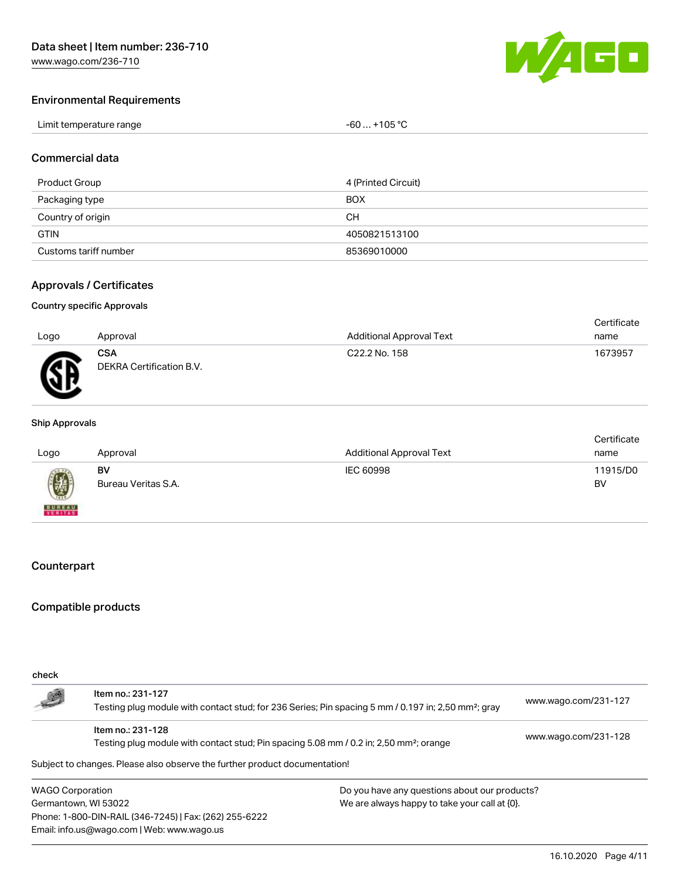## Environmental Requirements

| Limit temperature range | -60 … +105 °C |
|---|---|

## Commercial data

| | |
|---|---|
| Product Group | 4 (Printed Circuit) |
| Packaging type | BOX |
| Country of origin | CH |
| GTIN | 4050821513100 |
| Customs tariff number | 85369010000 |

## Approvals / Certificates

### Country specific Approvals

| Logo | Approval | Additional Approval Text | Certificate name |
|---|---|---|---|
| | **CSA** DEKRA Certification B.V. | C22.2 No. 158 | 1673957 |

### Ship Approvals

| Logo | Approval | Additional Approval Text | Certificate name |
|---|---|---|---|
| | **BV** Bureau Veritas S.A. | IEC 60998 | 11915/D0 BV |

## Counterpart

## Compatible products

check

| | | |
|---|---|---|
| | Item no.: 231-127 Testing plug module with contact stud; for 236 Series; Pin spacing 5 mm / 0.197 in; 2,50 mm²; gray | www.wago.com/231-127 |
| | Item no.: 231-128 Testing plug module with contact stud; Pin spacing 5.08 mm / 0.2 in; 2,50 mm²; orange | www.wago.com/231-128 |

Subject to changes. Please also observe the further product documentation!

WAGO Corporation
Germantown, WI 53022
Phone: 1-800-DIN-RAIL (346-7245) | Fax: (262) 255-6222
Email: info.us@wago.com | Web: www.wago.us

Do you have any questions about our products?
We are always happy to take your call at {0}.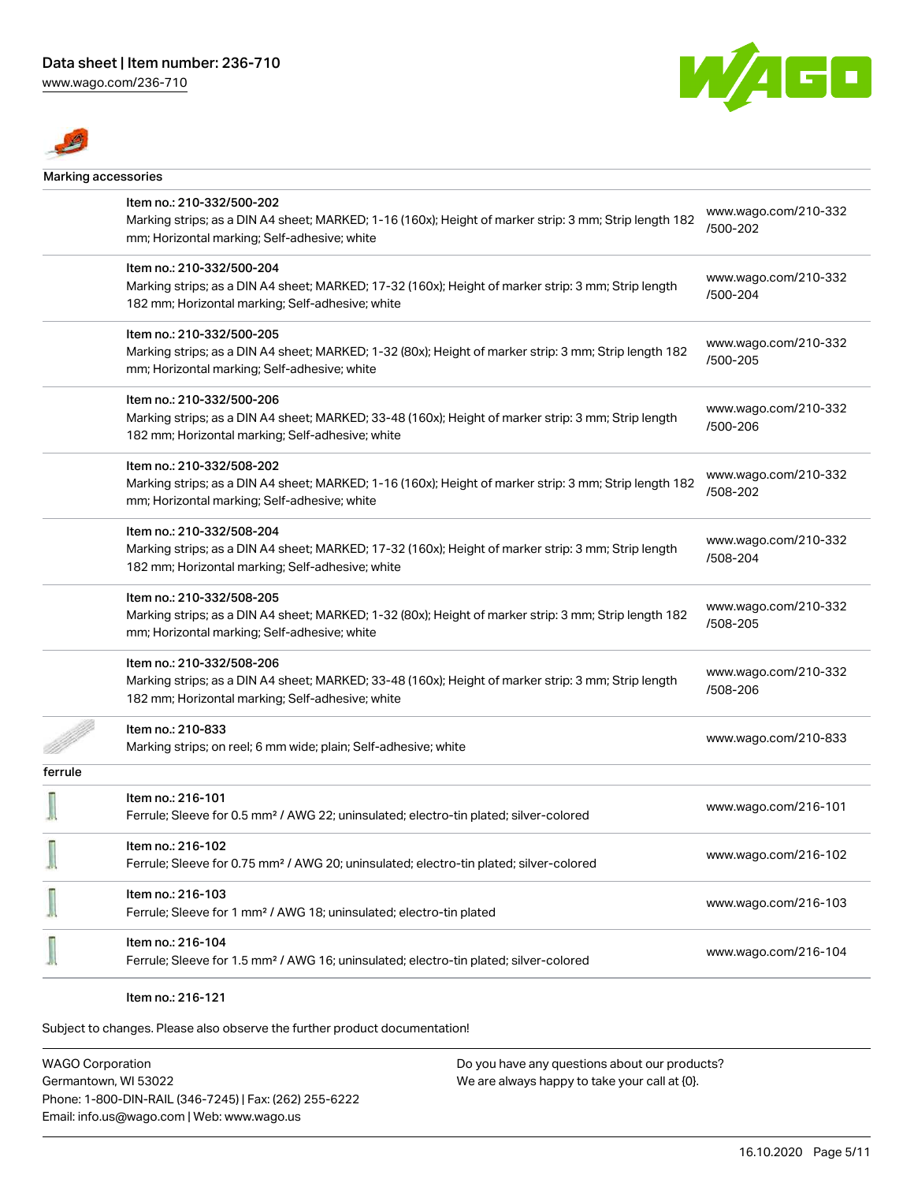## Marking accessories

| Item | Description | Link |
| --- | --- | --- |
| Item no.: 210-332/500-202 | Marking strips; as a DIN A4 sheet; MARKED; 1-16 (160x); Height of marker strip: 3 mm; Strip length 182 mm; Horizontal marking; Self-adhesive; white | www.wago.com/210-332/500-202 |
| Item no.: 210-332/500-204 | Marking strips; as a DIN A4 sheet; MARKED; 17-32 (160x); Height of marker strip: 3 mm; Strip length 182 mm; Horizontal marking; Self-adhesive; white | www.wago.com/210-332/500-204 |
| Item no.: 210-332/500-205 | Marking strips; as a DIN A4 sheet; MARKED; 1-32 (80x); Height of marker strip: 3 mm; Strip length 182 mm; Horizontal marking; Self-adhesive; white | www.wago.com/210-332/500-205 |
| Item no.: 210-332/500-206 | Marking strips; as a DIN A4 sheet; MARKED; 33-48 (160x); Height of marker strip: 3 mm; Strip length 182 mm; Horizontal marking; Self-adhesive; white | www.wago.com/210-332/500-206 |
| Item no.: 210-332/508-202 | Marking strips; as a DIN A4 sheet; MARKED; 1-16 (160x); Height of marker strip: 3 mm; Strip length 182 mm; Horizontal marking; Self-adhesive; white | www.wago.com/210-332/508-202 |
| Item no.: 210-332/508-204 | Marking strips; as a DIN A4 sheet; MARKED; 17-32 (160x); Height of marker strip: 3 mm; Strip length 182 mm; Horizontal marking; Self-adhesive; white | www.wago.com/210-332/508-204 |
| Item no.: 210-332/508-205 | Marking strips; as a DIN A4 sheet; MARKED; 1-32 (80x); Height of marker strip: 3 mm; Strip length 182 mm; Horizontal marking; Self-adhesive; white | www.wago.com/210-332/508-205 |
| Item no.: 210-332/508-206 | Marking strips; as a DIN A4 sheet; MARKED; 33-48 (160x); Height of marker strip: 3 mm; Strip length 182 mm; Horizontal marking; Self-adhesive; white | www.wago.com/210-332/508-206 |
| Item no.: 210-833 | Marking strips; on reel; 6 mm wide; plain; Self-adhesive; white | www.wago.com/210-833 |

## ferrule

| Item | Description | Link |
| --- | --- | --- |
| Item no.: 216-101 | Ferrule; Sleeve for 0.5 mm² / AWG 22; uninsulated; electro-tin plated; silver-colored | www.wago.com/216-101 |
| Item no.: 216-102 | Ferrule; Sleeve for 0.75 mm² / AWG 20; uninsulated; electro-tin plated; silver-colored | www.wago.com/216-102 |
| Item no.: 216-103 | Ferrule; Sleeve for 1 mm² / AWG 18; uninsulated; electro-tin plated | www.wago.com/216-103 |
| Item no.: 216-104 | Ferrule; Sleeve for 1.5 mm² / AWG 16; uninsulated; electro-tin plated; silver-colored | www.wago.com/216-104 |

Item no.: 216-121

Subject to changes. Please also observe the further product documentation!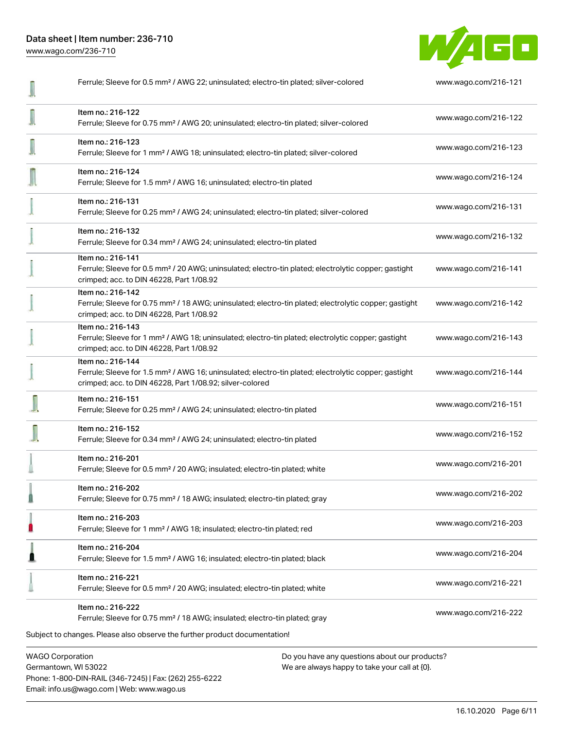| | | |
|---|---|---|
| | Ferrule; Sleeve for 0.5 mm² / AWG 22; uninsulated; electro-tin plated; silver-colored | www.wago.com/216-121 |
| | Item no.: 216-122<br>Ferrule; Sleeve for 0.75 mm² / AWG 20; uninsulated; electro-tin plated; silver-colored | www.wago.com/216-122 |
| | Item no.: 216-123<br>Ferrule; Sleeve for 1 mm² / AWG 18; uninsulated; electro-tin plated; silver-colored | www.wago.com/216-123 |
| | Item no.: 216-124<br>Ferrule; Sleeve for 1.5 mm² / AWG 16; uninsulated; electro-tin plated | www.wago.com/216-124 |
| | Item no.: 216-131<br>Ferrule; Sleeve for 0.25 mm² / AWG 24; uninsulated; electro-tin plated; silver-colored | www.wago.com/216-131 |
| | Item no.: 216-132<br>Ferrule; Sleeve for 0.34 mm² / AWG 24; uninsulated; electro-tin plated | www.wago.com/216-132 |
| | Item no.: 216-141<br>Ferrule; Sleeve for 0.5 mm² / 20 AWG; uninsulated; electro-tin plated; electrolytic copper; gastight crimped; acc. to DIN 46228, Part 1/08.92 | www.wago.com/216-141 |
| | Item no.: 216-142<br>Ferrule; Sleeve for 0.75 mm² / 18 AWG; uninsulated; electro-tin plated; electrolytic copper; gastight crimped; acc. to DIN 46228, Part 1/08.92 | www.wago.com/216-142 |
| | Item no.: 216-143<br>Ferrule; Sleeve for 1 mm² / AWG 18; uninsulated; electro-tin plated; electrolytic copper; gastight crimped; acc. to DIN 46228, Part 1/08.92 | www.wago.com/216-143 |
| | Item no.: 216-144<br>Ferrule; Sleeve for 1.5 mm² / AWG 16; uninsulated; electro-tin plated; electrolytic copper; gastight crimped; acc. to DIN 46228, Part 1/08.92; silver-colored | www.wago.com/216-144 |
| | Item no.: 216-151<br>Ferrule; Sleeve for 0.25 mm² / AWG 24; uninsulated; electro-tin plated | www.wago.com/216-151 |
| | Item no.: 216-152<br>Ferrule; Sleeve for 0.34 mm² / AWG 24; uninsulated; electro-tin plated | www.wago.com/216-152 |
| | Item no.: 216-201<br>Ferrule; Sleeve for 0.5 mm² / 20 AWG; insulated; electro-tin plated; white | www.wago.com/216-201 |
| | Item no.: 216-202<br>Ferrule; Sleeve for 0.75 mm² / 18 AWG; insulated; electro-tin plated; gray | www.wago.com/216-202 |
| | Item no.: 216-203<br>Ferrule; Sleeve for 1 mm² / AWG 18; insulated; electro-tin plated; red | www.wago.com/216-203 |
| | Item no.: 216-204<br>Ferrule; Sleeve for 1.5 mm² / AWG 16; insulated; electro-tin plated; black | www.wago.com/216-204 |
| | Item no.: 216-221<br>Ferrule; Sleeve for 0.5 mm² / 20 AWG; insulated; electro-tin plated; white | www.wago.com/216-221 |
| | Item no.: 216-222<br>Ferrule; Sleeve for 0.75 mm² / 18 AWG; insulated; electro-tin plated; gray | www.wago.com/216-222 |

Subject to changes. Please also observe the further product documentation!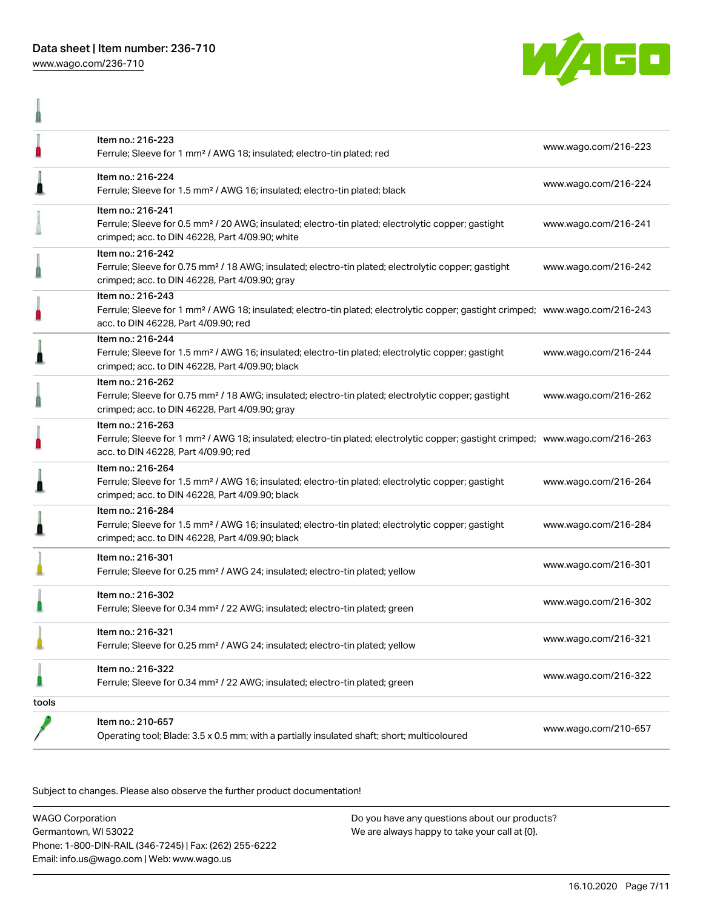| Item | URL |
|---|---|
| Item no.: 216-223<br>Ferrule; Sleeve for 1 mm² / AWG 18; insulated; electro-tin plated; red | www.wago.com/216-223 |
| Item no.: 216-224<br>Ferrule; Sleeve for 1.5 mm² / AWG 16; insulated; electro-tin plated; black | www.wago.com/216-224 |
| Item no.: 216-241<br>Ferrule; Sleeve for 0.5 mm² / 20 AWG; insulated; electro-tin plated; electrolytic copper; gastight crimped; acc. to DIN 46228, Part 4/09.90; white | www.wago.com/216-241 |
| Item no.: 216-242<br>Ferrule; Sleeve for 0.75 mm² / 18 AWG; insulated; electro-tin plated; electrolytic copper; gastight crimped; acc. to DIN 46228, Part 4/09.90; gray | www.wago.com/216-242 |
| Item no.: 216-243<br>Ferrule; Sleeve for 1 mm² / AWG 18; insulated; electro-tin plated; electrolytic copper; gastight crimped; acc. to DIN 46228, Part 4/09.90; red | www.wago.com/216-243 |
| Item no.: 216-244<br>Ferrule; Sleeve for 1.5 mm² / AWG 16; insulated; electro-tin plated; electrolytic copper; gastight crimped; acc. to DIN 46228, Part 4/09.90; black | www.wago.com/216-244 |
| Item no.: 216-262<br>Ferrule; Sleeve for 0.75 mm² / 18 AWG; insulated; electro-tin plated; electrolytic copper; gastight crimped; acc. to DIN 46228, Part 4/09.90; gray | www.wago.com/216-262 |
| Item no.: 216-263<br>Ferrule; Sleeve for 1 mm² / AWG 18; insulated; electro-tin plated; electrolytic copper; gastight crimped; acc. to DIN 46228, Part 4/09.90; red | www.wago.com/216-263 |
| Item no.: 216-264<br>Ferrule; Sleeve for 1.5 mm² / AWG 16; insulated; electro-tin plated; electrolytic copper; gastight crimped; acc. to DIN 46228, Part 4/09.90; black | www.wago.com/216-264 |
| Item no.: 216-284<br>Ferrule; Sleeve for 1.5 mm² / AWG 16; insulated; electro-tin plated; electrolytic copper; gastight crimped; acc. to DIN 46228, Part 4/09.90; black | www.wago.com/216-284 |
| Item no.: 216-301<br>Ferrule; Sleeve for 0.25 mm² / AWG 24; insulated; electro-tin plated; yellow | www.wago.com/216-301 |
| Item no.: 216-302<br>Ferrule; Sleeve for 0.34 mm² / 22 AWG; insulated; electro-tin plated; green | www.wago.com/216-302 |
| Item no.: 216-321<br>Ferrule; Sleeve for 0.25 mm² / AWG 24; insulated; electro-tin plated; yellow | www.wago.com/216-321 |
| Item no.: 216-322<br>Ferrule; Sleeve for 0.34 mm² / 22 AWG; insulated; electro-tin plated; green | www.wago.com/216-322 |

tools

| Item | URL |
|---|---|
| Item no.: 210-657<br>Operating tool; Blade: 3.5 x 0.5 mm; with a partially insulated shaft; short; multicoloured | www.wago.com/210-657 |

Subject to changes. Please also observe the further product documentation!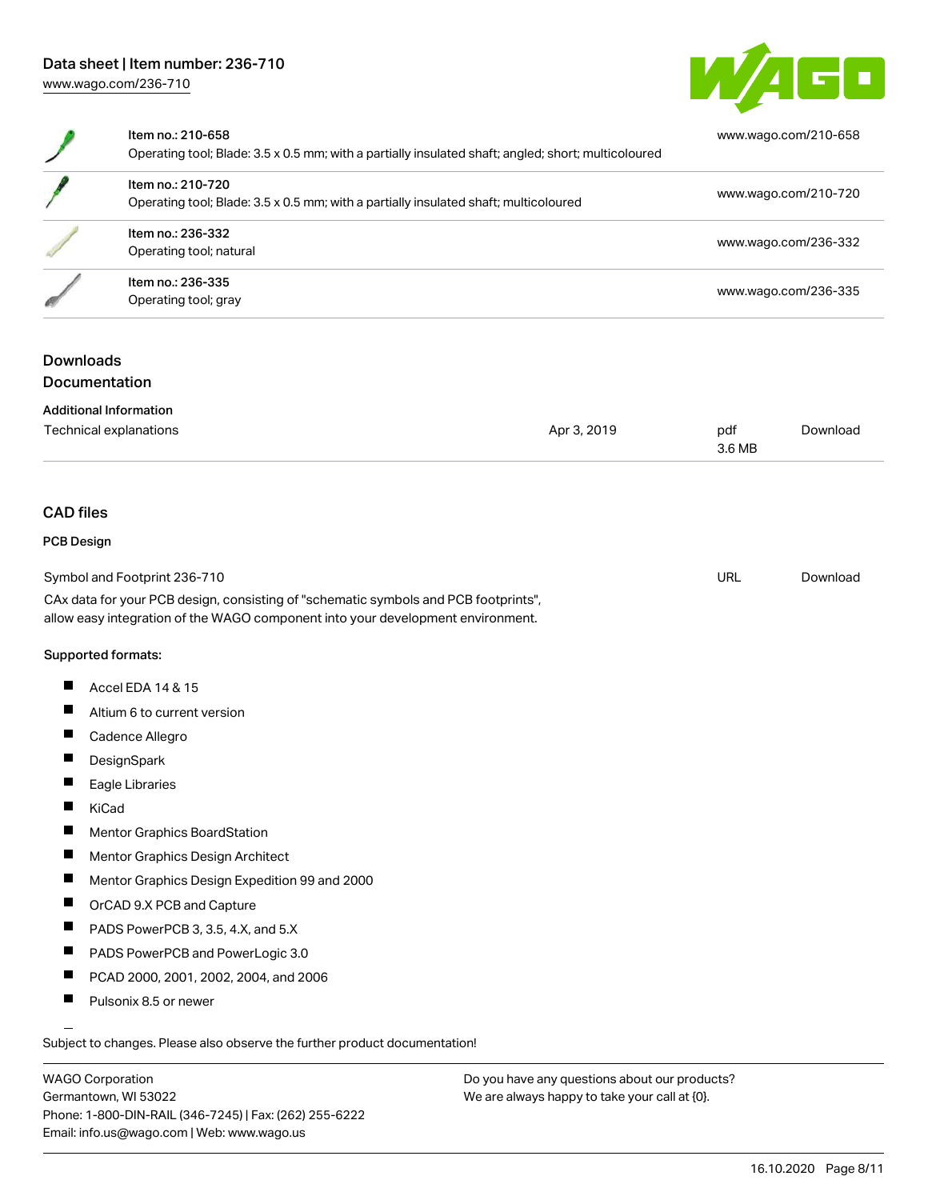| Item | Description | Link |
| --- | --- | --- |
| Item no.: 210-658 | Operating tool; Blade: 3.5 x 0.5 mm; with a partially insulated shaft; angled; short; multicoloured | www.wago.com/210-658 |
| Item no.: 210-720 | Operating tool; Blade: 3.5 x 0.5 mm; with a partially insulated shaft; multicoloured | www.wago.com/210-720 |
| Item no.: 236-332 | Operating tool; natural | www.wago.com/236-332 |
| Item no.: 236-335 | Operating tool; gray | www.wago.com/236-335 |

## Downloads

### Documentation

#### Additional Information

| | | | |
| --- | --- | --- | --- |
| Technical explanations | Apr 3, 2019 | pdf 3.6 MB | Download |

## CAD files

### PCB Design

| | | |
| --- | --- | --- |
| Symbol and Footprint 236-710 | URL | Download |

CAx data for your PCB design, consisting of "schematic symbols and PCB footprints", allow easy integration of the WAGO component into your development environment.

**Supported formats:**

- Accel EDA 14 & 15
- Altium 6 to current version
- Cadence Allegro
- DesignSpark
- Eagle Libraries
- KiCad
- Mentor Graphics BoardStation
- Mentor Graphics Design Architect
- Mentor Graphics Design Expedition 99 and 2000
- OrCAD 9.X PCB and Capture
- PADS PowerPCB 3, 3.5, 4.X, and 5.X
- PADS PowerPCB and PowerLogic 3.0
- PCAD 2000, 2001, 2002, 2004, and 2006
- Pulsonix 8.5 or newer

Subject to changes. Please also observe the further product documentation!

WAGO Corporation
Germantown, WI 53022
Phone: 1-800-DIN-RAIL (346-7245) | Fax: (262) 255-6222
Email: info.us@wago.com | Web: www.wago.us

Do you have any questions about our products?
We are always happy to take your call at {0}.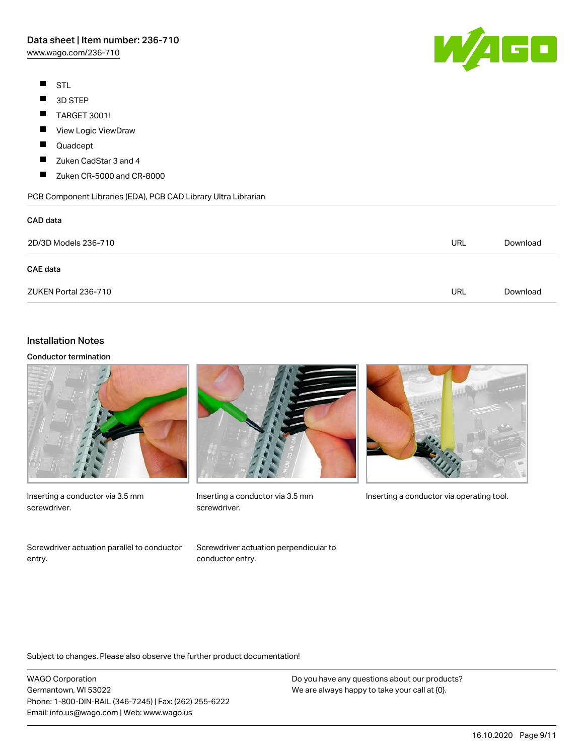- STL
- 3D STEP
- TARGET 3001!
- View Logic ViewDraw
- Quadcept
- Zuken CadStar 3 and 4
- Zuken CR-5000 and CR-8000

PCB Component Libraries (EDA), PCB CAD Library Ultra Librarian

### CAD data

| | | |
|---|---|---|
| 2D/3D Models 236-710 | URL | Download |

### CAE data

| | | |
|---|---|---|
| ZUKEN Portal 236-710 | URL | Download |

## Installation Notes

### Conductor termination

Inserting a conductor via 3.5 mm screwdriver.

Inserting a conductor via 3.5 mm screwdriver.

Inserting a conductor via operating tool.

Screwdriver actuation parallel to conductor entry.

Screwdriver actuation perpendicular to conductor entry.

Subject to changes. Please also observe the further product documentation!

WAGO Corporation
Germantown, WI 53022
Phone: 1-800-DIN-RAIL (346-7245) | Fax: (262) 255-6222
Email: info.us@wago.com | Web: www.wago.us

Do you have any questions about our products?
We are always happy to take your call at {0}.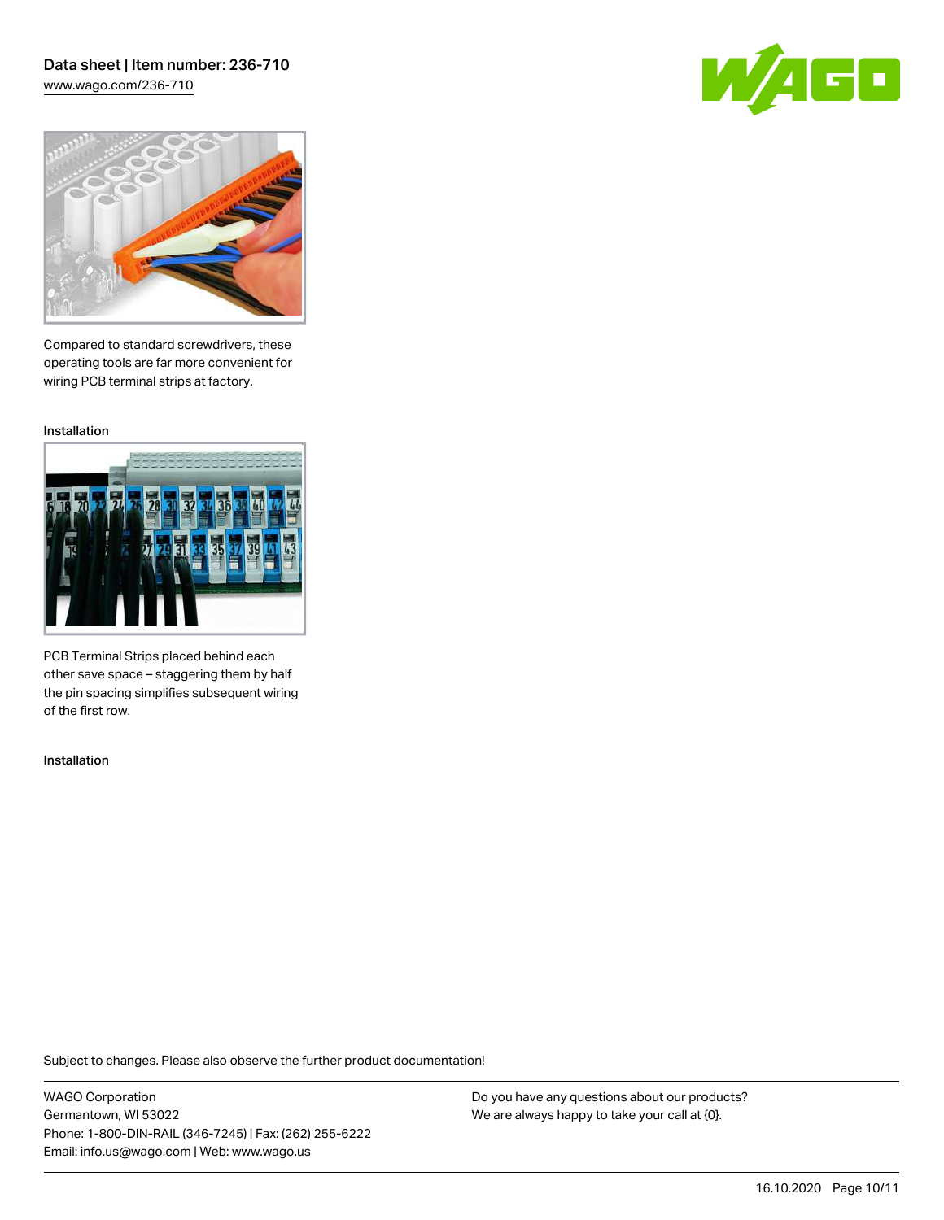Compared to standard screwdrivers, these operating tools are far more convenient for wiring PCB terminal strips at factory.

Installation

PCB Terminal Strips placed behind each other save space – staggering them by half the pin spacing simplifies subsequent wiring of the first row.

Installation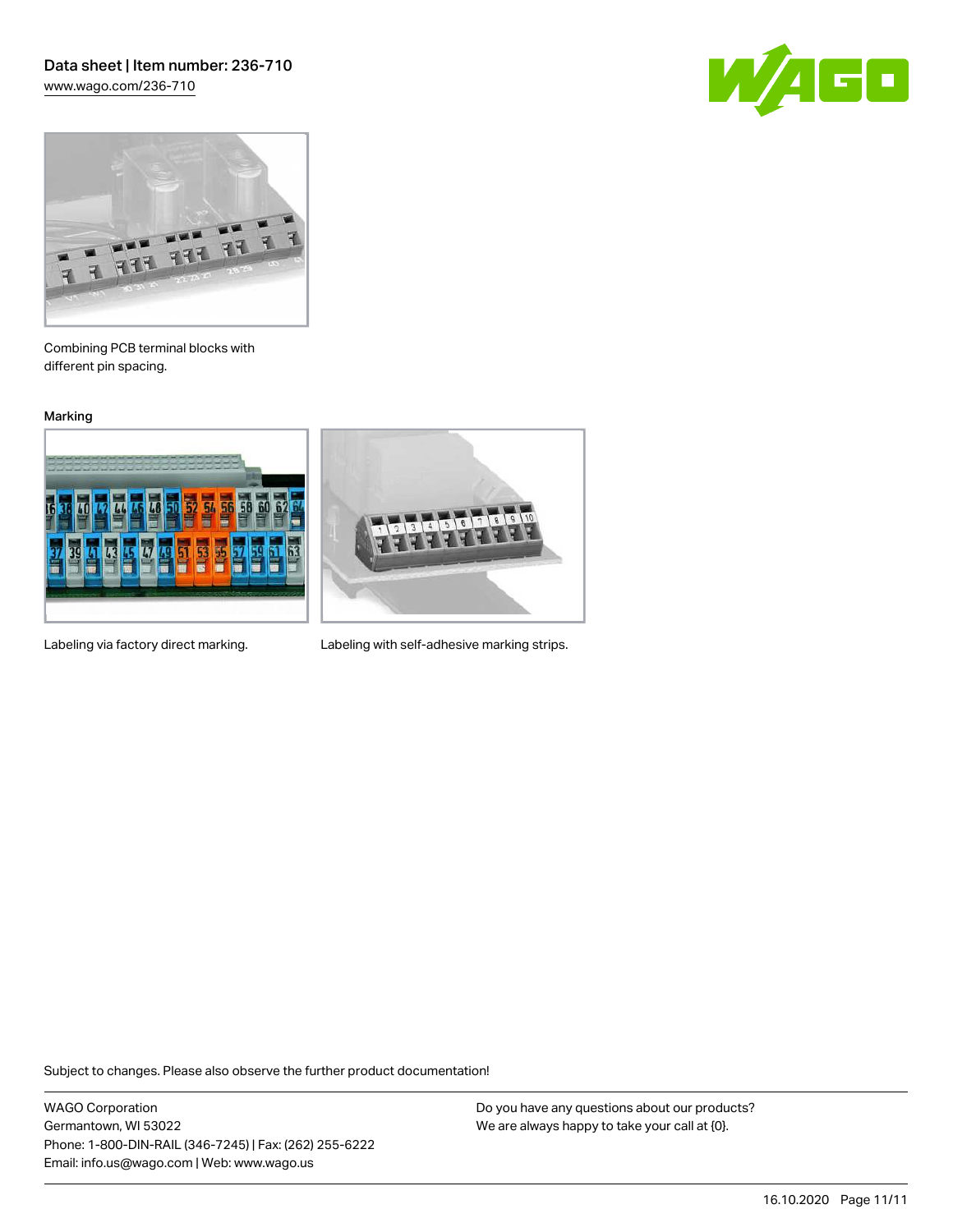Combining PCB terminal blocks with different pin spacing.

Marking

Labeling via factory direct marking.

Labeling with self-adhesive marking strips.

Subject to changes. Please also observe the further product documentation!

WAGO Corporation
Germantown, WI 53022
Phone: 1-800-DIN-RAIL (346-7245) | Fax: (262) 255-6222
Email: info.us@wago.com | Web: www.wago.us

Do you have any questions about our products?
We are always happy to take your call at {0}.